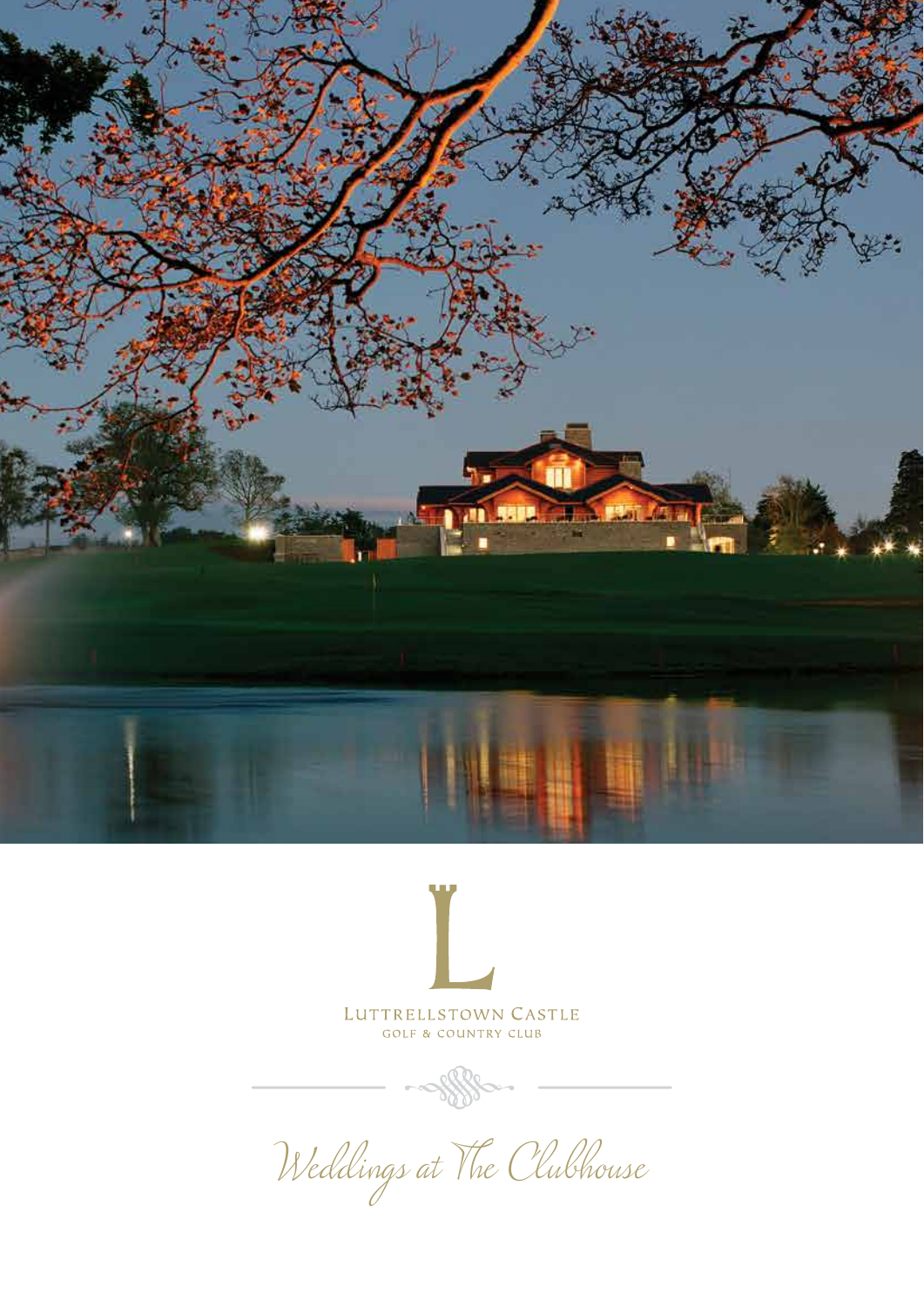Luttrellstown Castle

Golf & Country Club

# Weddings at The Clubhouse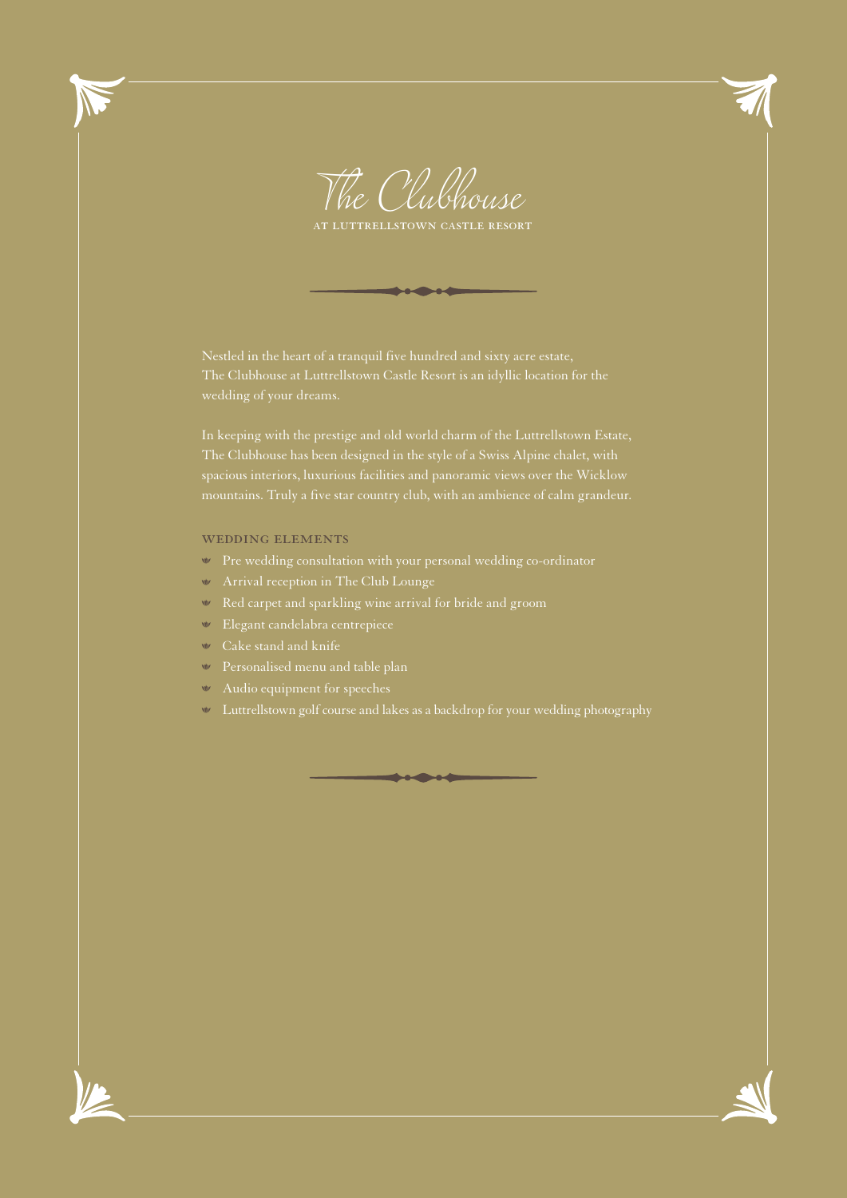# The Clubhouse

AT LUTTRELLSTOWN CASTLE RESORT

Nestled in the heart of a tranquil five hundred and sixty acre estate, The Clubhouse at Luttrellstown Castle Resort is an idyllic location for the wedding of your dreams.

In keeping with the prestige and old world charm of the Luttrellstown Estate, The Clubhouse has been designed in the style of a Swiss Alpine chalet, with spacious interiors, luxurious facilities and panoramic views over the Wicklow mountains. Truly a five star country club, with an ambience of calm grandeur.

## WEDDING ELEMENTS

- Pre wedding consultation with your personal wedding co-ordinator
- Arrival reception in The Club Lounge
- Red carpet and sparkling wine arrival for bride and groom
- Elegant candelabra centrepiece
- Cake stand and knife
- Personalised menu and table plan
- Audio equipment for speeches
- Luttrellstown golf course and lakes as a backdrop for your wedding photography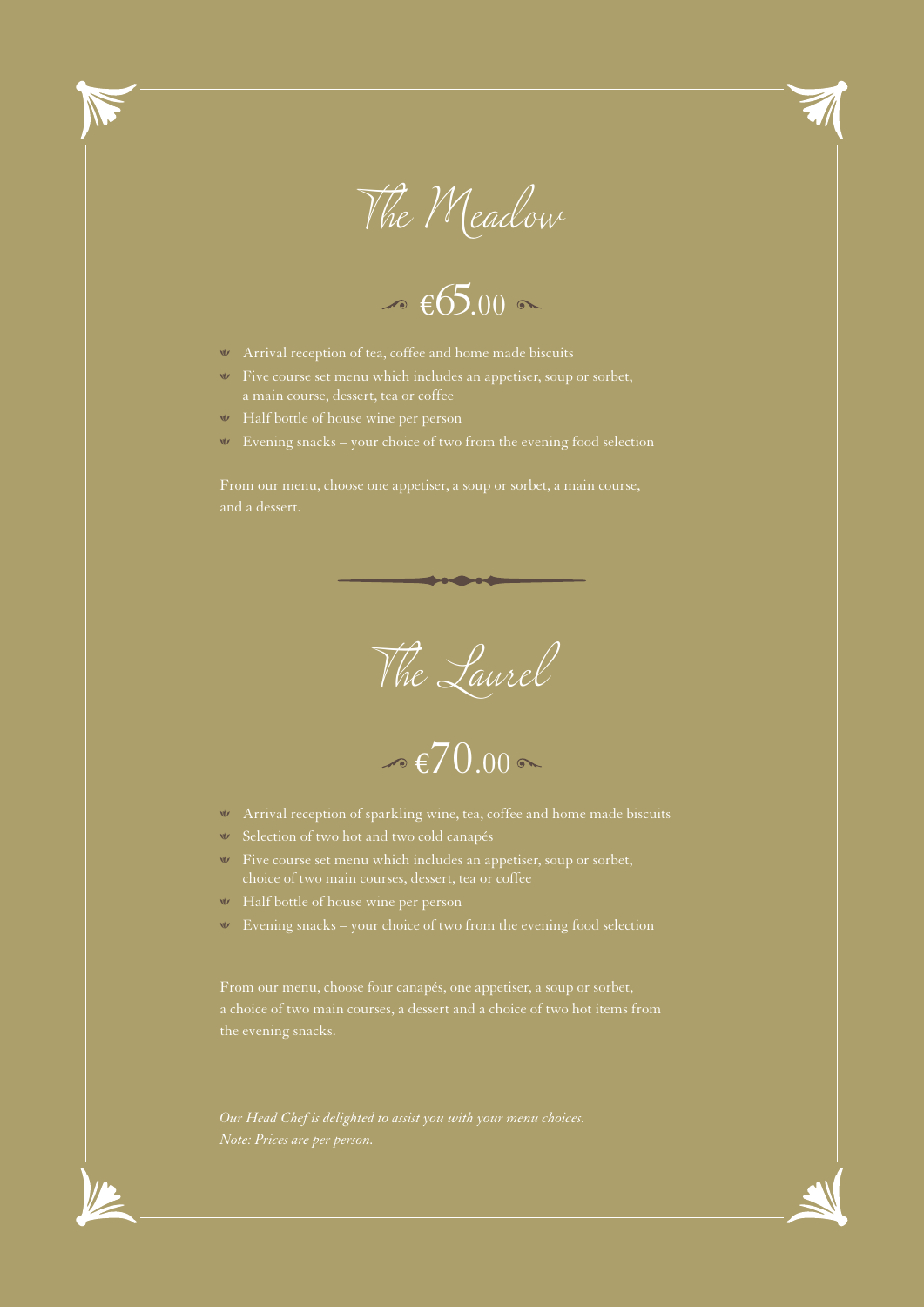# The Meadow

## €65.00

- Arrival reception of tea, coffee and home made biscuits
- Five course set menu which includes an appetiser, soup or sorbet, a main course, dessert, tea or coffee
- Half bottle of house wine per person
- Evening snacks – your choice of two from the evening food selection

From our menu, choose one appetiser, a soup or sorbet, a main course, and a dessert.

# The Laurel

## €70.00

- Arrival reception of sparkling wine, tea, coffee and home made biscuits
- Selection of two hot and two cold canapés
- Five course set menu which includes an appetiser, soup or sorbet, choice of two main courses, dessert, tea or coffee
- Half bottle of house wine per person
- Evening snacks – your choice of two from the evening food selection

From our menu, choose four canapés, one appetiser, a soup or sorbet, a choice of two main courses, a dessert and a choice of two hot items from the evening snacks.

*Our Head Chef is delighted to assist you with your menu choices.*
*Note: Prices are per person.*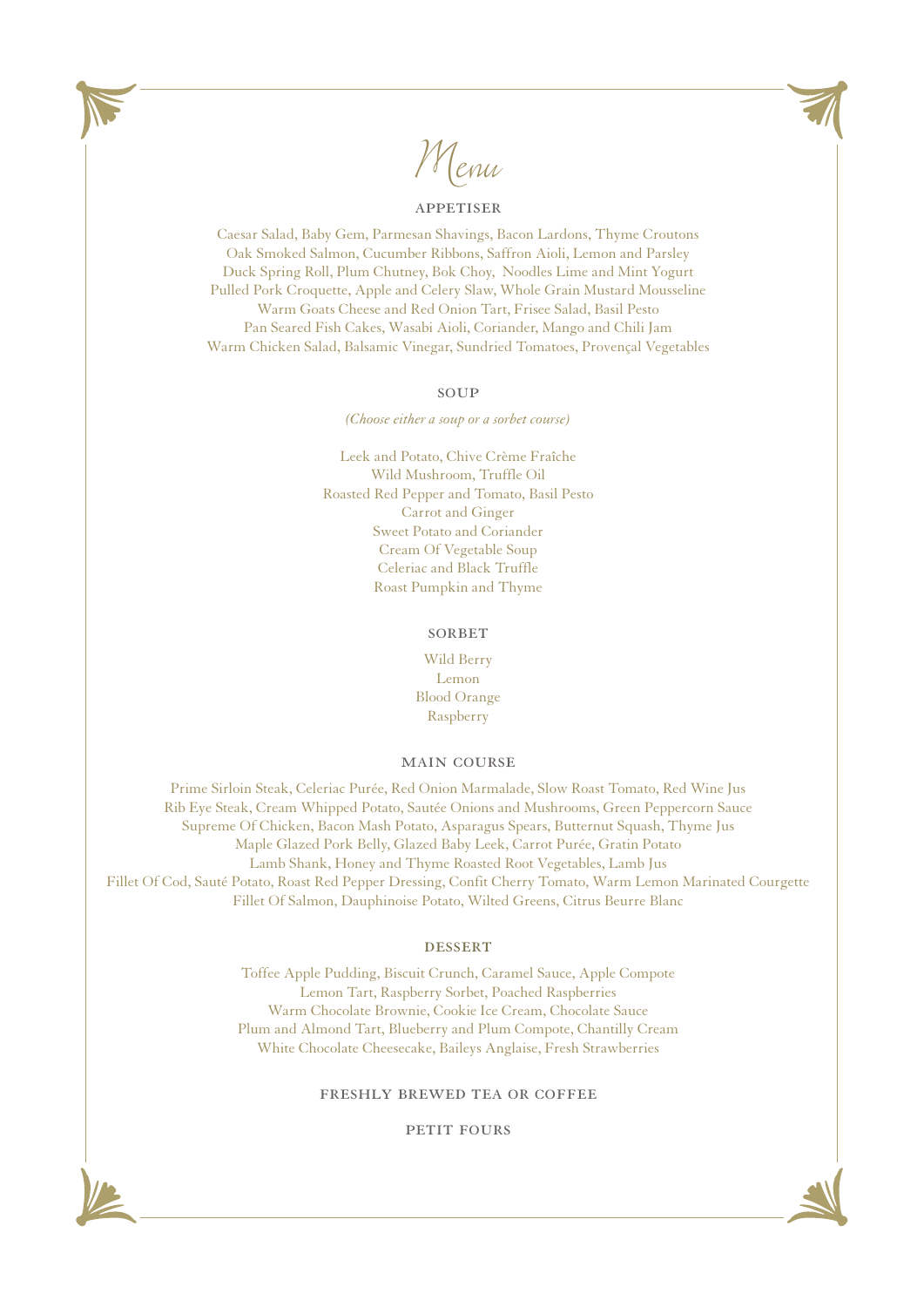# Menu

## APPETISER

Caesar Salad, Baby Gem, Parmesan Shavings, Bacon Lardons, Thyme Croutons
Oak Smoked Salmon, Cucumber Ribbons, Saffron Aioli, Lemon and Parsley
Duck Spring Roll, Plum Chutney, Bok Choy, Noodles Lime and Mint Yogurt
Pulled Pork Croquette, Apple and Celery Slaw, Whole Grain Mustard Mousseline
Warm Goats Cheese and Red Onion Tart, Frisee Salad, Basil Pesto
Pan Seared Fish Cakes, Wasabi Aioli, Coriander, Mango and Chili Jam
Warm Chicken Salad, Balsamic Vinegar, Sundried Tomatoes, Provençal Vegetables

## SOUP

*(Choose either a soup or a sorbet course)*

Leek and Potato, Chive Crème Fraîche
Wild Mushroom, Truffle Oil
Roasted Red Pepper and Tomato, Basil Pesto
Carrot and Ginger
Sweet Potato and Coriander
Cream Of Vegetable Soup
Celeriac and Black Truffle
Roast Pumpkin and Thyme

## SORBET

Wild Berry
Lemon
Blood Orange
Raspberry

## MAIN COURSE

Prime Sirloin Steak, Celeriac Purée, Red Onion Marmalade, Slow Roast Tomato, Red Wine Jus
Rib Eye Steak, Cream Whipped Potato, Sautée Onions and Mushrooms, Green Peppercorn Sauce
Supreme Of Chicken, Bacon Mash Potato, Asparagus Spears, Butternut Squash, Thyme Jus
Maple Glazed Pork Belly, Glazed Baby Leek, Carrot Purée, Gratin Potato
Lamb Shank, Honey and Thyme Roasted Root Vegetables, Lamb Jus
Fillet Of Cod, Sauté Potato, Roast Red Pepper Dressing, Confit Cherry Tomato, Warm Lemon Marinated Courgette
Fillet Of Salmon, Dauphinoise Potato, Wilted Greens, Citrus Beurre Blanc

## DESSERT

Toffee Apple Pudding, Biscuit Crunch, Caramel Sauce, Apple Compote
Lemon Tart, Raspberry Sorbet, Poached Raspberries
Warm Chocolate Brownie, Cookie Ice Cream, Chocolate Sauce
Plum and Almond Tart, Blueberry and Plum Compote, Chantilly Cream
White Chocolate Cheesecake, Baileys Anglaise, Fresh Strawberries

## FRESHLY BREWED TEA OR COFFEE

## PETIT FOURS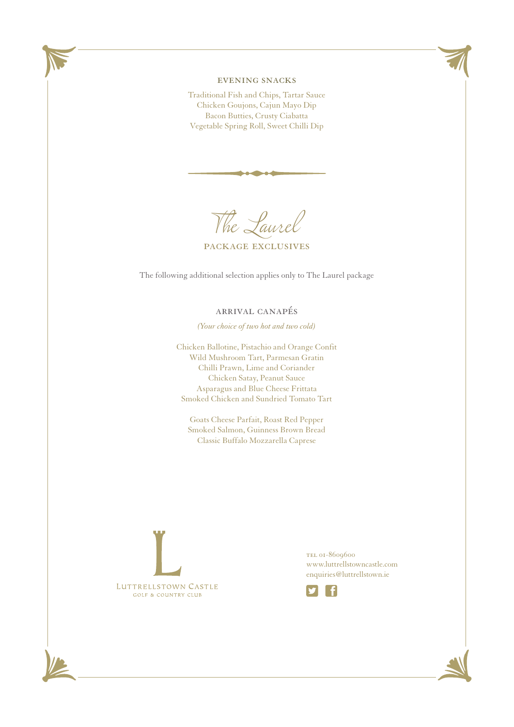### EVENING SNACKS

Traditional Fish and Chips, Tartar Sauce
Chicken Goujons, Cajun Mayo Dip
Bacon Butties, Crusty Ciabatta
Vegetable Spring Roll, Sweet Chilli Dip

## The Laurel

### PACKAGE EXCLUSIVES

The following additional selection applies only to The Laurel package

### ARRIVAL CANAPÉS

*(Your choice of two hot and two cold)*

Chicken Ballotine, Pistachio and Orange Confit
Wild Mushroom Tart, Parmesan Gratin
Chilli Prawn, Lime and Coriander
Chicken Satay, Peanut Sauce
Asparagus and Blue Cheese Frittata
Smoked Chicken and Sundried Tomato Tart

Goats Cheese Parfait, Roast Red Pepper
Smoked Salmon, Guinness Brown Bread
Classic Buffalo Mozzarella Caprese

LUTTRELLSTOWN CASTLE
GOLF & COUNTRY CLUB

TEL 01-8609600
www.luttrellstowncastle.com
enquiries@luttrellstown.ie